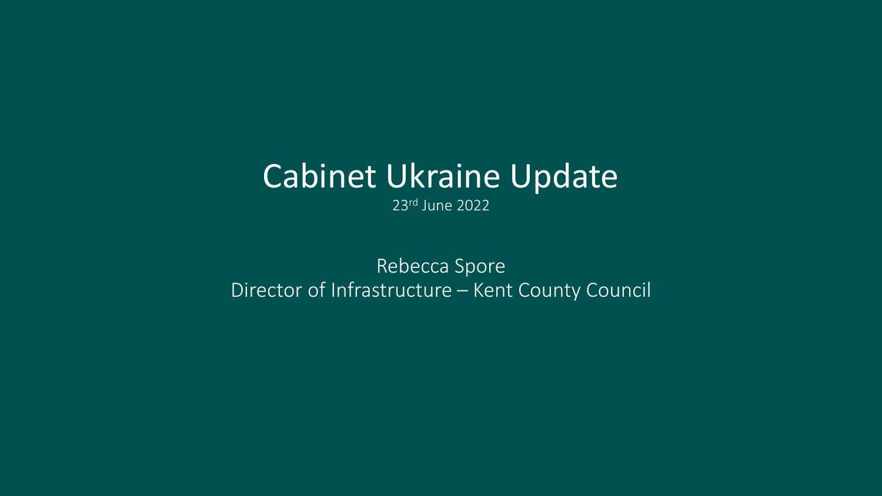# Cabinet Ukraine Update

23rd June 2022

Rebecca Spore

Director of Infrastructure – Kent County Council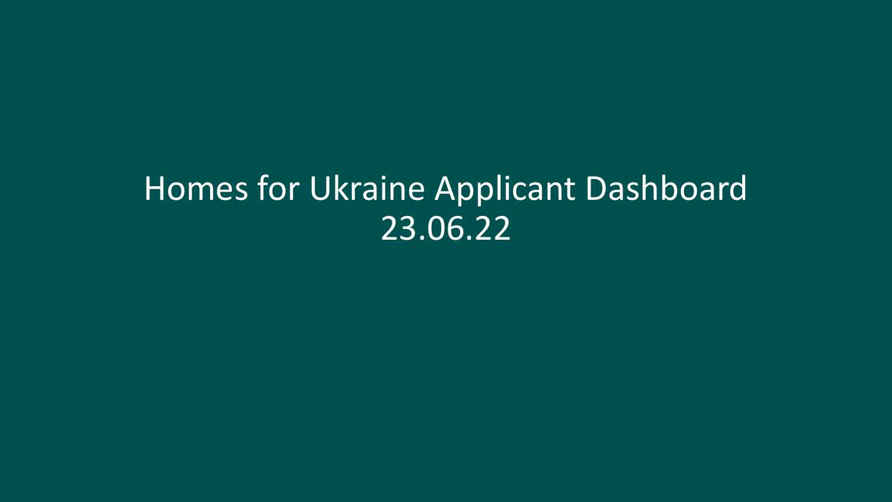# Homes for Ukraine Applicant Dashboard
23.06.22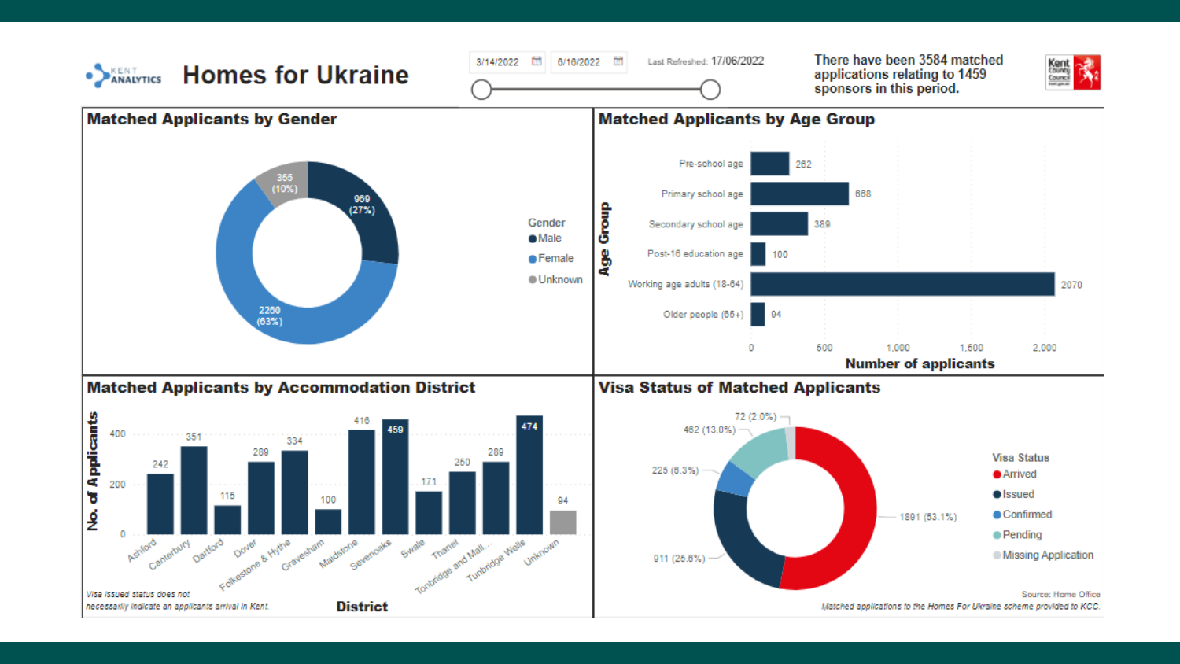# Homes for Ukraine

KENT ANALYTICS

3/14/2022 — 6/16/2022

Last Refreshed: 17/06/2022

There have been 3584 matched applications relating to 1459 sponsors in this period.

## Matched Applicants by Gender

| Gender | Applicants |
|---|---|
| Male | 969 (27%) |
| Female | 2260 (63%) |
| Unknown | 355 (10%) |

## Matched Applicants by Age Group

| Age Group | Number of applicants |
|---|---|
| Pre-school age | 262 |
| Primary school age | 668 |
| Secondary school age | 389 |
| Post-16 education age | 100 |
| Working age adults (18-64) | 2070 |
| Older people (65+) | 94 |

## Matched Applicants by Accommodation District

| District | No. of Applicants |
|---|---|
| Ashford | 242 |
| Canterbury | 351 |
| Dartford | 115 |
| Dover | 289 |
| Folkestone & Hythe | 334 |
| Gravesham | 100 |
| Maidstone | 416 |
| Sevenoaks | 459 |
| Swale | 171 |
| Thanet | 250 |
| Tonbridge and Mall... | 289 |
| Tunbridge Wells | 474 |
| Unknown | 94 |

*Visa issued status does not necessarily indicate an applicants arrival in Kent.*

## Visa Status of Matched Applicants

| Visa Status | Applicants |
|---|---|
| Arrived | 1891 (53.1%) |
| Issued | 911 (25.6%) |
| Confirmed | 225 (6.3%) |
| Pending | 462 (13.0%) |
| Missing Application | 72 (2.0%) |

Source: Home Office

*Matched applications to the Homes For Ukraine scheme provided to KCC.*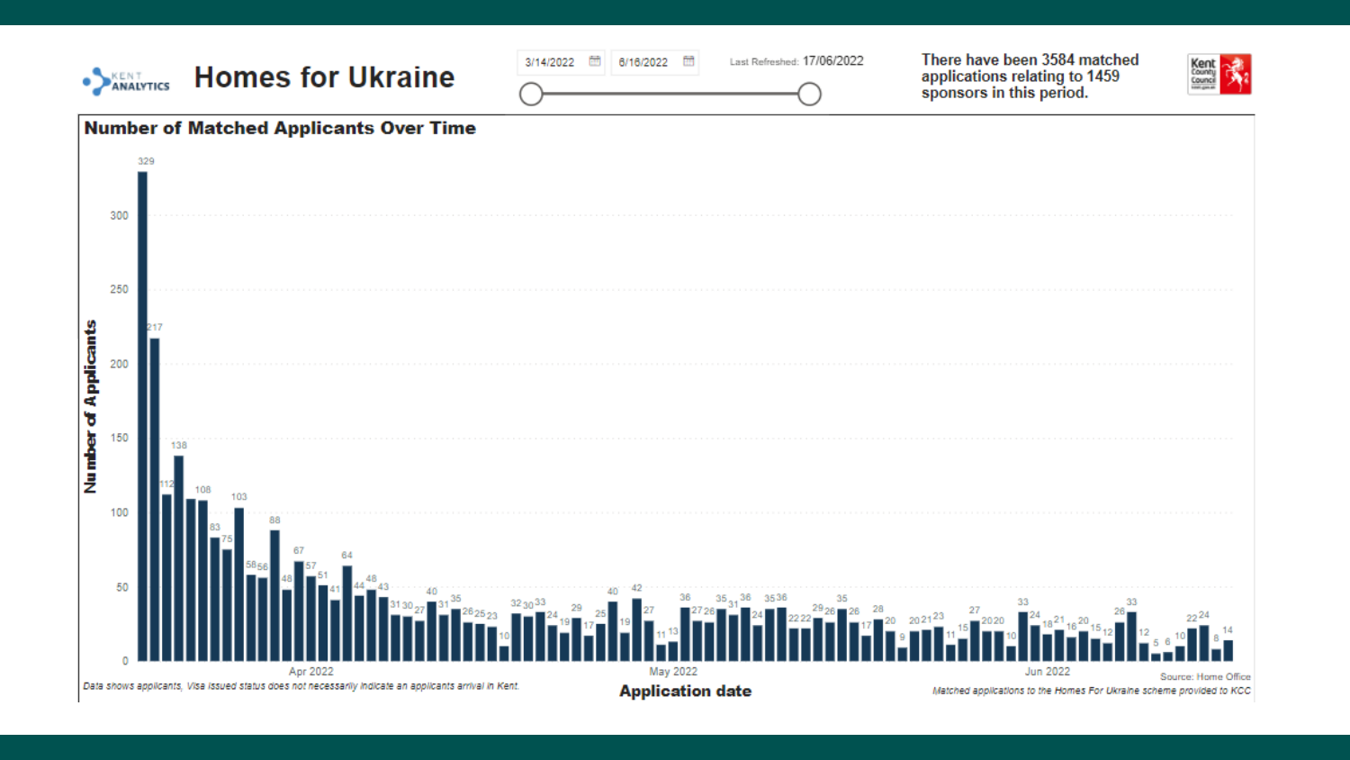# Homes for Ukraine

KENT ANALYTICS

3/14/2022 – 6/16/2022

Last Refreshed: 17/06/2022

There have been 3584 matched applications relating to 1459 sponsors in this period.

## Number of Matched Applicants Over Time

Number of Applicants (y-axis: 0–300); Application date (x-axis: Apr 2022, May 2022, Jun 2022)

Bar values: 329, 217, 112, 138, 108, 83, 75, 103, 58, 56, 88, 48, 67, 57, 51, 41, 64, 44, 48, 43, 31, 30, 27, 40, 31, 35, 26, 25, 23, 10, 32, 30, 33, 24, 19, 29, 17, 25, 40, 19, 42, 27, 11, 13, 36, 27, 26, 35, 31, 36, 24, 35, 36, 22, 22, 29, 26, 35, 26, 17, 28, 20, 9, 20, 21, 23, 11, 15, 27, 20, 20, 10, 33, 24, 18, 21, 16, 20, 15, 12, 26, 33, 12, 5, 6, 10, 22, 24, 8, 14

*Data shows applicants, Visa issued status does not necessarily indicate an applicants arrival in Kent.*

Source: Home Office

*Matched applications to the Homes For Ukraine scheme provided to KCC*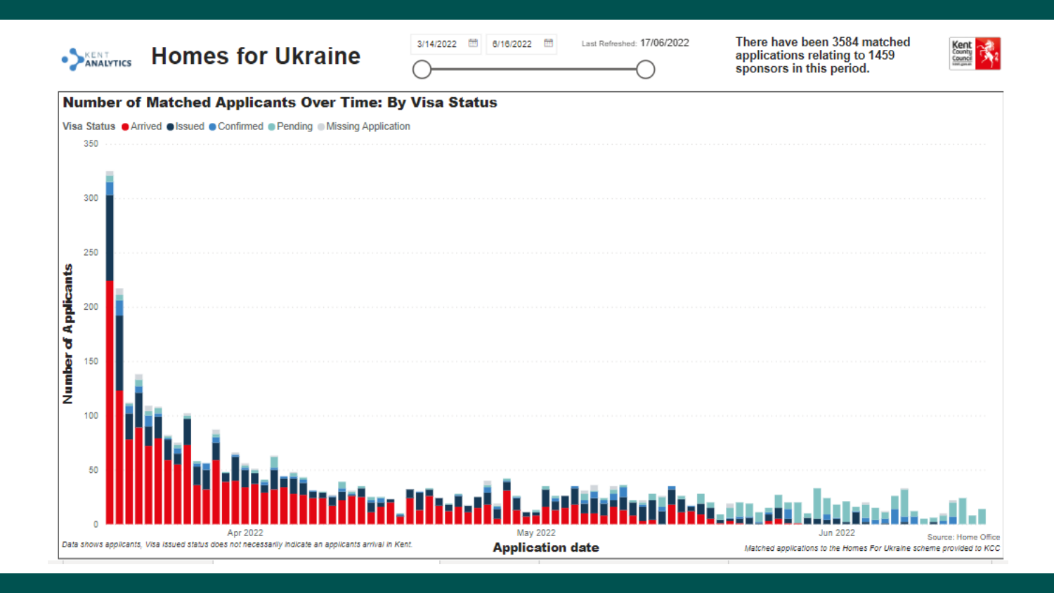# Homes for Ukraine

3/14/2022 – 6/16/2022

Last Refreshed: 17/06/2022

There have been 3584 matched applications relating to 1459 sponsors in this period.

## Number of Matched Applicants Over Time: By Visa Status

Visa Status: Arrived, Issued, Confirmed, Pending, Missing Application

Number of Applicants (0–350)

Application date (Apr 2022, May 2022, Jun 2022)

*Data shows applicants, Visa issued status does not necessarily indicate an applicants arrival in Kent.*

Source: Home Office

*Matched applications to the Homes For Ukraine scheme provided to KCC*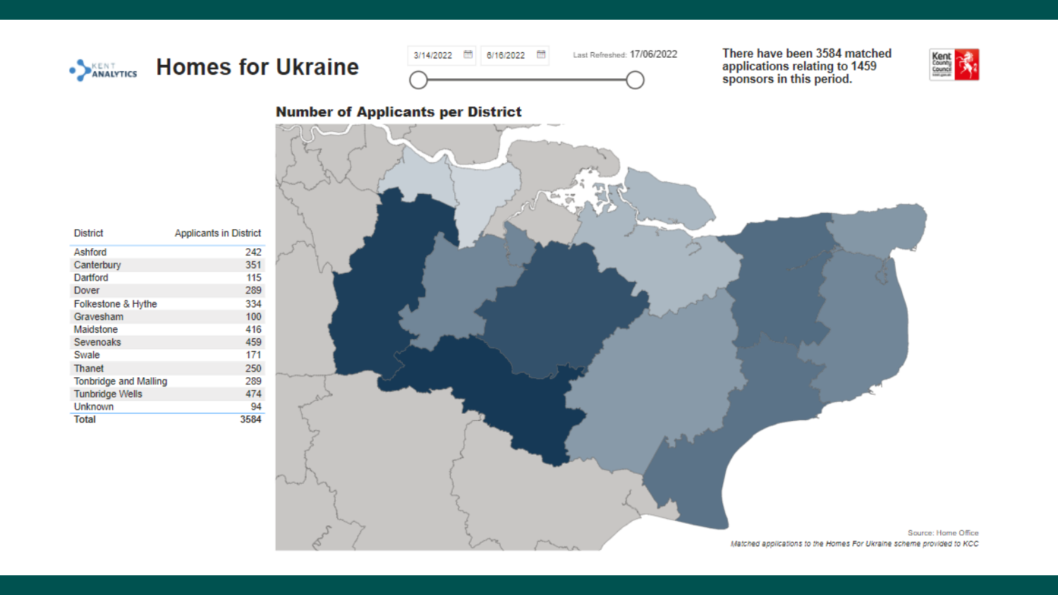KENT ANALYTICS

# Homes for Ukraine

3/14/2022 — 6/16/2022

Last Refreshed: 17/06/2022

There have been 3584 matched applications relating to 1459 sponsors in this period.

## Number of Applicants per District

| District | Applicants in District |
|---|---|
| Ashford | 242 |
| Canterbury | 351 |
| Dartford | 115 |
| Dover | 289 |
| Folkestone & Hythe | 334 |
| Gravesham | 100 |
| Maidstone | 416 |
| Sevenoaks | 459 |
| Swale | 171 |
| Thanet | 250 |
| Tonbridge and Malling | 289 |
| Tunbridge Wells | 474 |
| Unknown | 94 |
| **Total** | **3584** |

Source: Home Office

*Matched applications to the Homes For Ukraine scheme provided to KCC*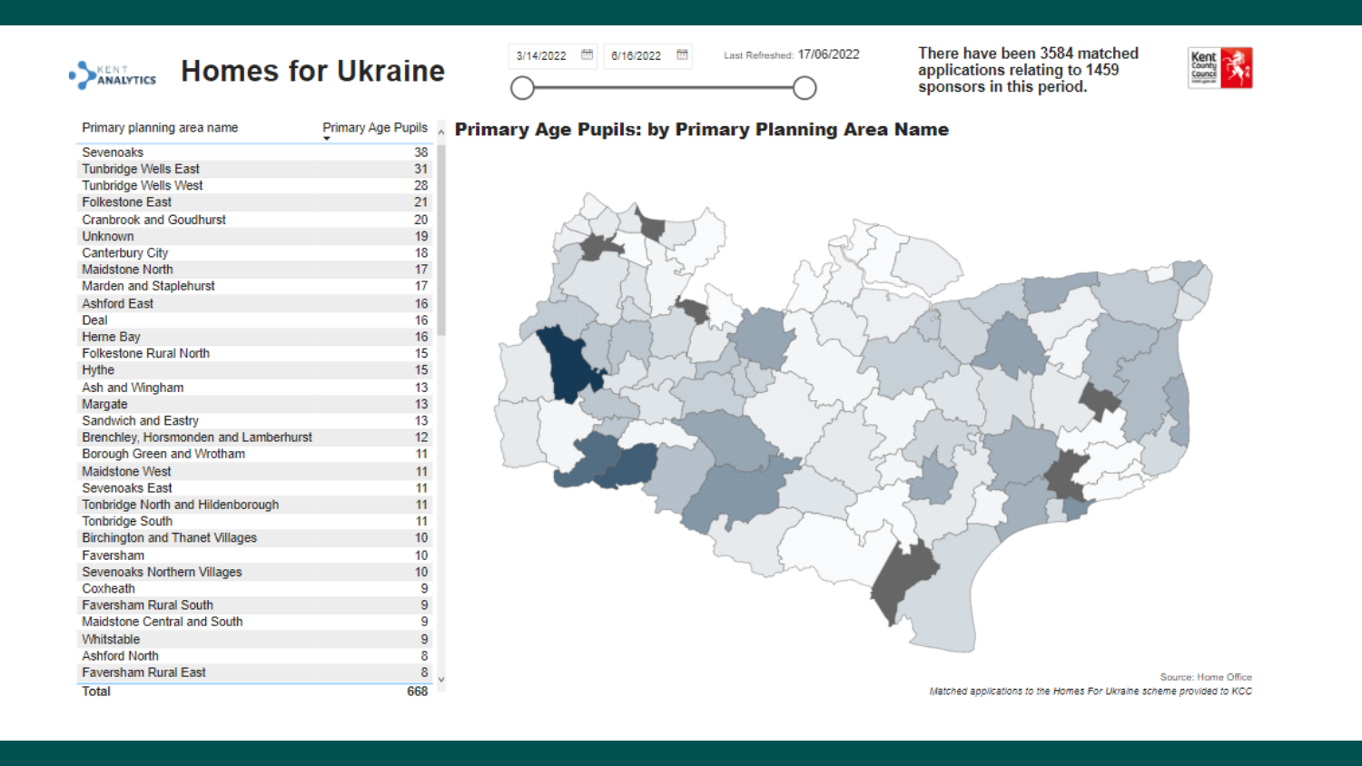# Homes for Ukraine

3/14/2022 — 6/16/2022

Last Refreshed: 17/06/2022

There have been 3584 matched applications relating to 1459 sponsors in this period.

| Primary planning area name | Primary Age Pupils |
|---|---|
| Sevenoaks | 38 |
| Tunbridge Wells East | 31 |
| Tunbridge Wells West | 28 |
| Folkestone East | 21 |
| Cranbrook and Goudhurst | 20 |
| Unknown | 19 |
| Canterbury City | 18 |
| Maidstone North | 17 |
| Marden and Staplehurst | 17 |
| Ashford East | 16 |
| Deal | 16 |
| Herne Bay | 16 |
| Folkestone Rural North | 15 |
| Hythe | 15 |
| Ash and Wingham | 13 |
| Margate | 13 |
| Sandwich and Eastry | 13 |
| Brenchley, Horsmonden and Lamberhurst | 12 |
| Borough Green and Wrotham | 11 |
| Maidstone West | 11 |
| Sevenoaks East | 11 |
| Tonbridge North and Hildenborough | 11 |
| Tonbridge South | 11 |
| Birchington and Thanet Villages | 10 |
| Faversham | 10 |
| Sevenoaks Northern Villages | 10 |
| Coxheath | 9 |
| Faversham Rural South | 9 |
| Maidstone Central and South | 9 |
| Whitstable | 9 |
| Ashford North | 8 |
| Faversham Rural East | 8 |
| **Total** | **668** |

## Primary Age Pupils: by Primary Planning Area Name

Source: Home Office

*Matched applications to the Homes For Ukraine scheme provided to KCC*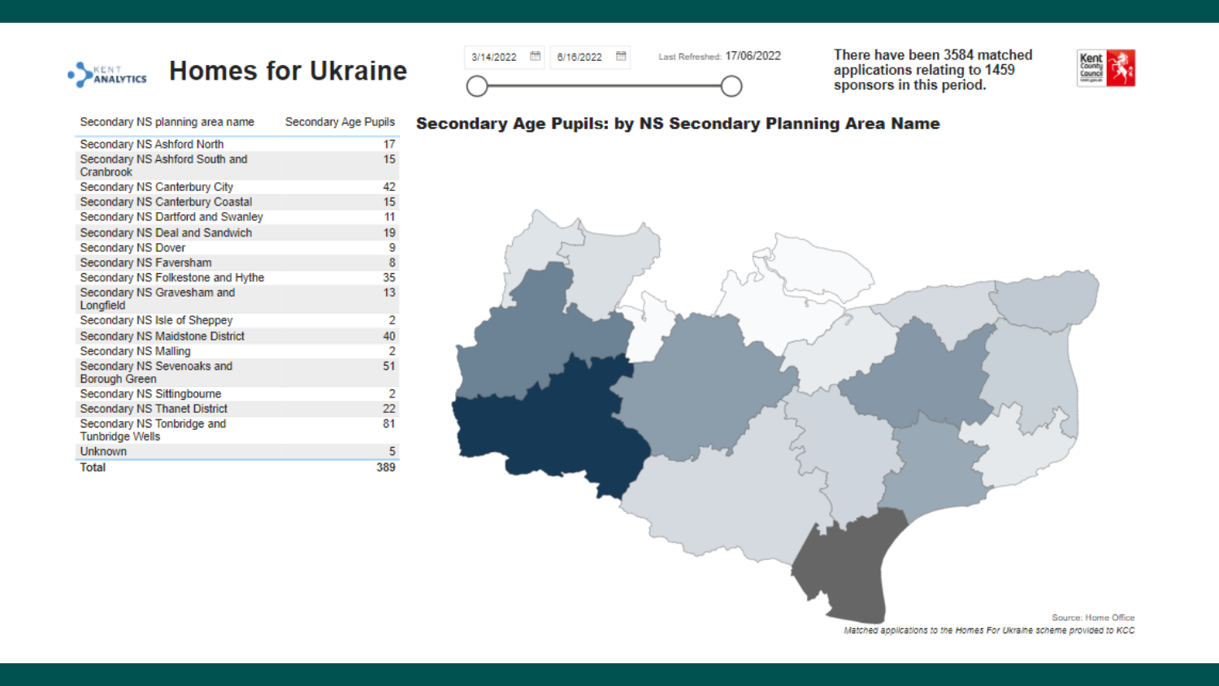# Homes for Ukraine

3/14/2022 – 6/16/2022

Last Refreshed: 17/06/2022

There have been 3584 matched applications relating to 1459 sponsors in this period.

| Secondary NS planning area name | Secondary Age Pupils |
|---|---|
| Secondary NS Ashford North | 17 |
| Secondary NS Ashford South and Cranbrook | 15 |
| Secondary NS Canterbury City | 42 |
| Secondary NS Canterbury Coastal | 15 |
| Secondary NS Dartford and Swanley | 11 |
| Secondary NS Deal and Sandwich | 19 |
| Secondary NS Dover | 9 |
| Secondary NS Faversham | 8 |
| Secondary NS Folkestone and Hythe | 35 |
| Secondary NS Gravesham and Longfield | 13 |
| Secondary NS Isle of Sheppey | 2 |
| Secondary NS Maidstone District | 40 |
| Secondary NS Malling | 2 |
| Secondary NS Sevenoaks and Borough Green | 51 |
| Secondary NS Sittingbourne | 2 |
| Secondary NS Thanet District | 22 |
| Secondary NS Tonbridge and Tunbridge Wells | 81 |
| Unknown | 5 |
| **Total** | **389** |

## Secondary Age Pupils: by NS Secondary Planning Area Name

Source: Home Office

*Matched applications to the Homes For Ukraine scheme provided to KCC*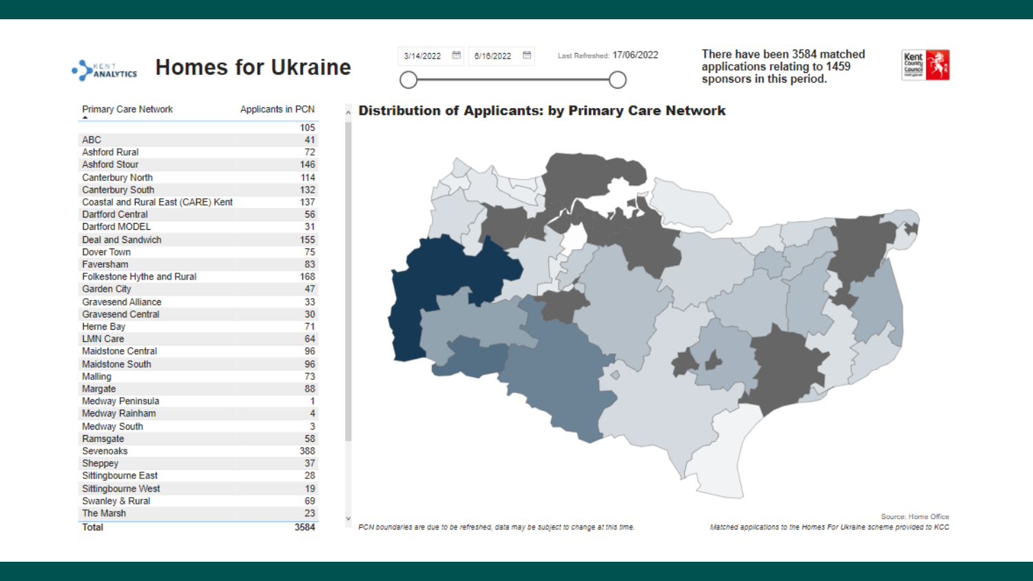# Homes for Ukraine

KENT ANALYTICS

3/14/2022 6/16/2022

Last Refreshed: 17/06/2022

There have been 3584 matched applications relating to 1459 sponsors in this period.

| Primary Care Network | Applicants in PCN |
|---|---|
| | 105 |
| ABC | 41 |
| Ashford Rural | 72 |
| Ashford Stour | 146 |
| Canterbury North | 114 |
| Canterbury South | 132 |
| Coastal and Rural East (CARE) Kent | 137 |
| Dartford Central | 56 |
| Dartford MODEL | 31 |
| Deal and Sandwich | 155 |
| Dover Town | 75 |
| Faversham | 83 |
| Folkestone Hythe and Rural | 168 |
| Garden City | 47 |
| Gravesend Alliance | 33 |
| Gravesend Central | 30 |
| Herne Bay | 71 |
| LMN Care | 64 |
| Maidstone Central | 96 |
| Maidstone South | 96 |
| Malling | 73 |
| Margate | 88 |
| Medway Peninsula | 1 |
| Medway Rainham | 4 |
| Medway South | 3 |
| Ramsgate | 58 |
| Sevenoaks | 388 |
| Sheppey | 37 |
| Sittingbourne East | 28 |
| Sittingbourne West | 19 |
| Swanley & Rural | 69 |
| The Marsh | 23 |
| **Total** | **3584** |

## Distribution of Applicants: by Primary Care Network

*PCN boundaries are due to be refreshed, data may be subject to change at this time.*

Source: Home Office

*Matched applications to the Homes For Ukraine scheme provided to KCC*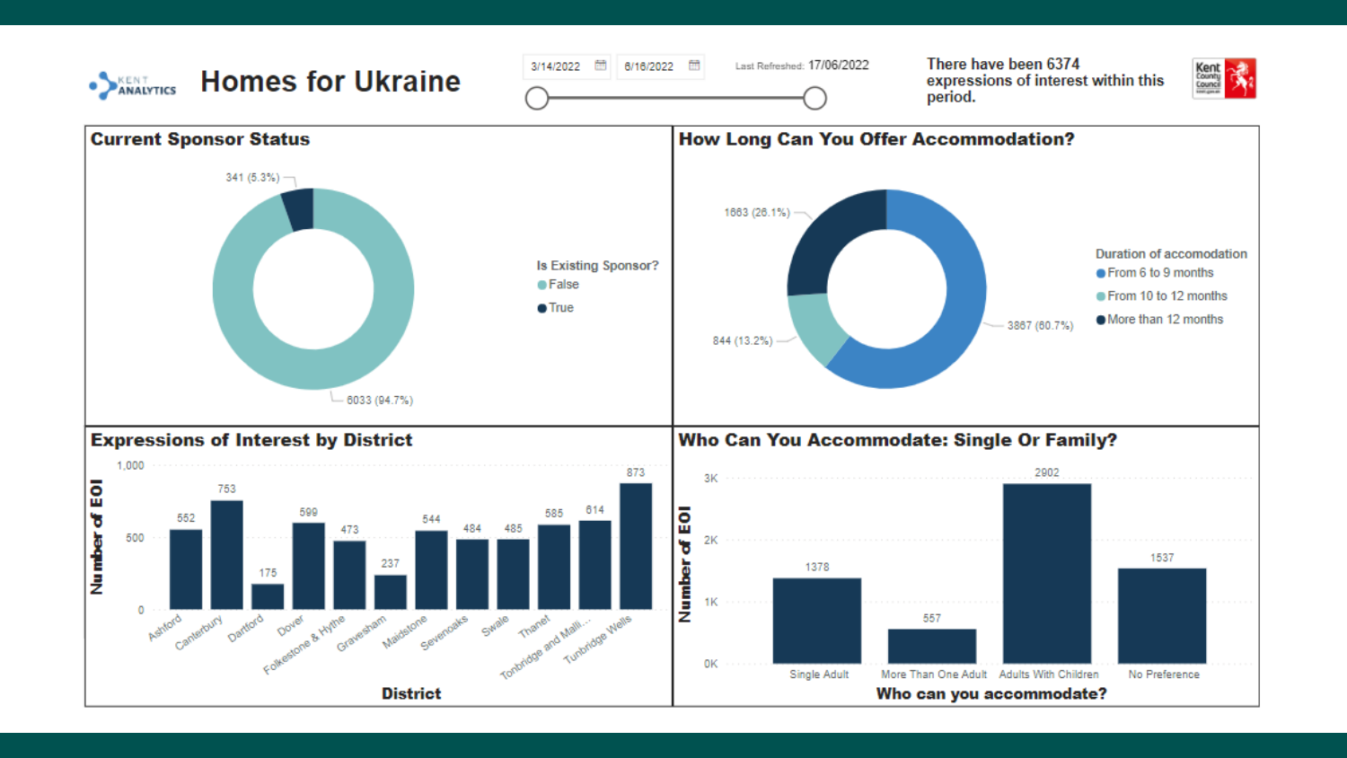# Homes for Ukraine

KENT ANALYTICS

3/14/2022 – 6/16/2022

Last Refreshed: 17/06/2022

There have been 6374 expressions of interest within this period.

## Current Sponsor Status

Is Existing Sponsor?

| Is Existing Sponsor? | Count |
|---|---|
| False | 6033 (94.7%) |
| True | 341 (5.3%) |

## How Long Can You Offer Accommodation?

Duration of accomodation

| Duration of accomodation | Count |
|---|---|
| From 6 to 9 months | 3867 (60.7%) |
| From 10 to 12 months | 844 (13.2%) |
| More than 12 months | 1663 (26.1%) |

## Expressions of Interest by District

| District | Number of EOI |
|---|---|
| Ashford | 552 |
| Canterbury | 753 |
| Dartford | 175 |
| Dover | 599 |
| Folkestone & Hythe | 473 |
| Gravesham | 237 |
| Maidstone | 544 |
| Sevenoaks | 484 |
| Swale | 485 |
| Thanet | 585 |
| Tonbridge and Malli... | 614 |
| Tunbridge Wells | 873 |

## Who Can You Accommodate: Single Or Family?

| Who can you accommodate? | Number of EOI |
|---|---|
| Single Adult | 1378 |
| More Than One Adult | 557 |
| Adults With Children | 2902 |
| No Preference | 1537 |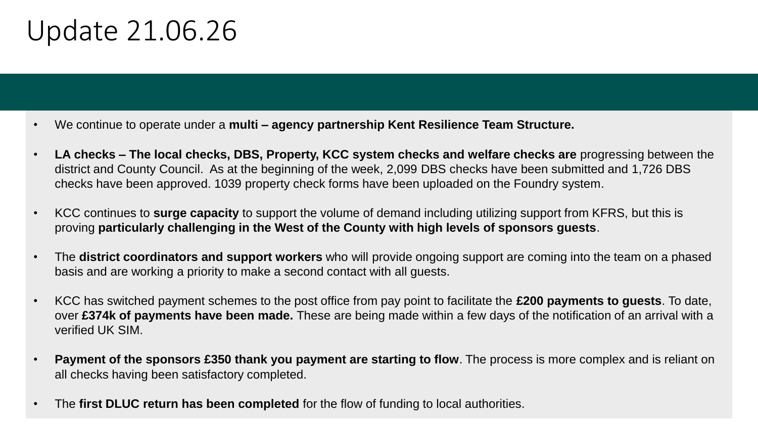# Update 21.06.26

- We continue to operate under a **multi – agency partnership Kent Resilience Team Structure.**
- **LA checks – The local checks, DBS, Property, KCC system checks and welfare checks are** progressing between the district and County Council. As at the beginning of the week, 2,099 DBS checks have been submitted and 1,726 DBS checks have been approved. 1039 property check forms have been uploaded on the Foundry system.
- KCC continues to **surge capacity** to support the volume of demand including utilizing support from KFRS, but this is proving **particularly challenging in the West of the County with high levels of sponsors guests**.
- The **district coordinators and support workers** who will provide ongoing support are coming into the team on a phased basis and are working a priority to make a second contact with all guests.
- KCC has switched payment schemes to the post office from pay point to facilitate the **£200 payments to guests**. To date, over **£374k of payments have been made.** These are being made within a few days of the notification of an arrival with a verified UK SIM.
- **Payment of the sponsors £350 thank you payment are starting to flow**. The process is more complex and is reliant on all checks having been satisfactory completed.
- The **first DLUC return has been completed** for the flow of funding to local authorities.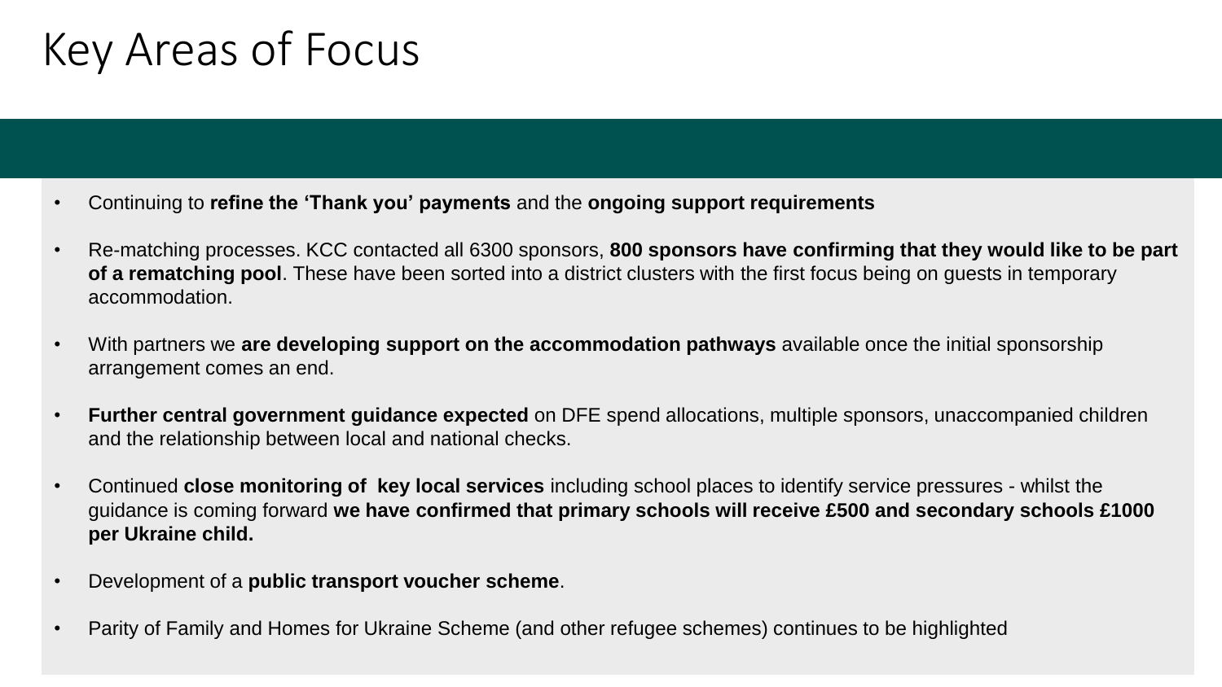# Key Areas of Focus

- Continuing to **refine the 'Thank you' payments** and the **ongoing support requirements**
- Re-matching processes. KCC contacted all 6300 sponsors, **800 sponsors have confirming that they would like to be part of a rematching pool**. These have been sorted into a district clusters with the first focus being on guests in temporary accommodation.
- With partners we **are developing support on the accommodation pathways** available once the initial sponsorship arrangement comes an end.
- **Further central government guidance expected** on DFE spend allocations, multiple sponsors, unaccompanied children and the relationship between local and national checks.
- Continued **close monitoring of key local services** including school places to identify service pressures - whilst the guidance is coming forward **we have confirmed that primary schools will receive £500 and secondary schools £1000 per Ukraine child.**
- Development of a **public transport voucher scheme**.
- Parity of Family and Homes for Ukraine Scheme (and other refugee schemes) continues to be highlighted